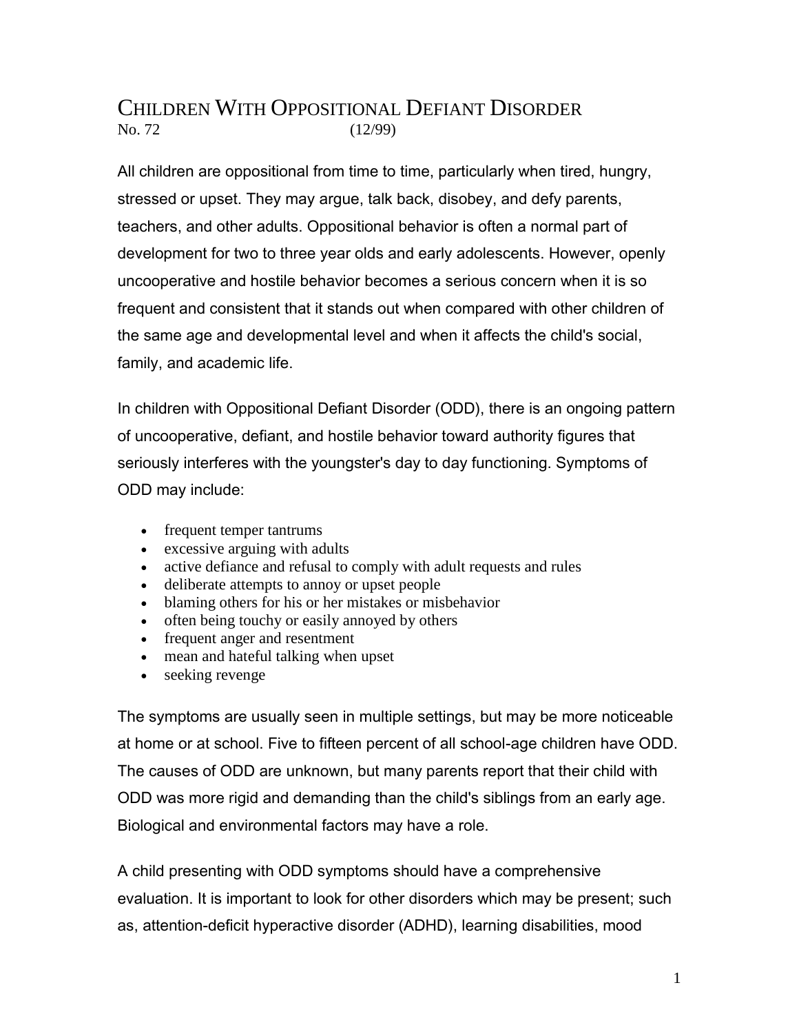# Children With Oppositional Defiant Disorder

No. 72 (12/99)

All children are oppositional from time to time, particularly when tired, hungry, stressed or upset. They may argue, talk back, disobey, and defy parents, teachers, and other adults. Oppositional behavior is often a normal part of development for two to three year olds and early adolescents. However, openly uncooperative and hostile behavior becomes a serious concern when it is so frequent and consistent that it stands out when compared with other children of the same age and developmental level and when it affects the child's social, family, and academic life.

In children with Oppositional Defiant Disorder (ODD), there is an ongoing pattern of uncooperative, defiant, and hostile behavior toward authority figures that seriously interferes with the youngster's day to day functioning. Symptoms of ODD may include:

- frequent temper tantrums
- excessive arguing with adults
- active defiance and refusal to comply with adult requests and rules
- deliberate attempts to annoy or upset people
- blaming others for his or her mistakes or misbehavior
- often being touchy or easily annoyed by others
- frequent anger and resentment
- mean and hateful talking when upset
- seeking revenge

The symptoms are usually seen in multiple settings, but may be more noticeable at home or at school. Five to fifteen percent of all school-age children have ODD. The causes of ODD are unknown, but many parents report that their child with ODD was more rigid and demanding than the child's siblings from an early age. Biological and environmental factors may have a role.

A child presenting with ODD symptoms should have a comprehensive evaluation. It is important to look for other disorders which may be present; such as, attention-deficit hyperactive disorder (ADHD), learning disabilities, mood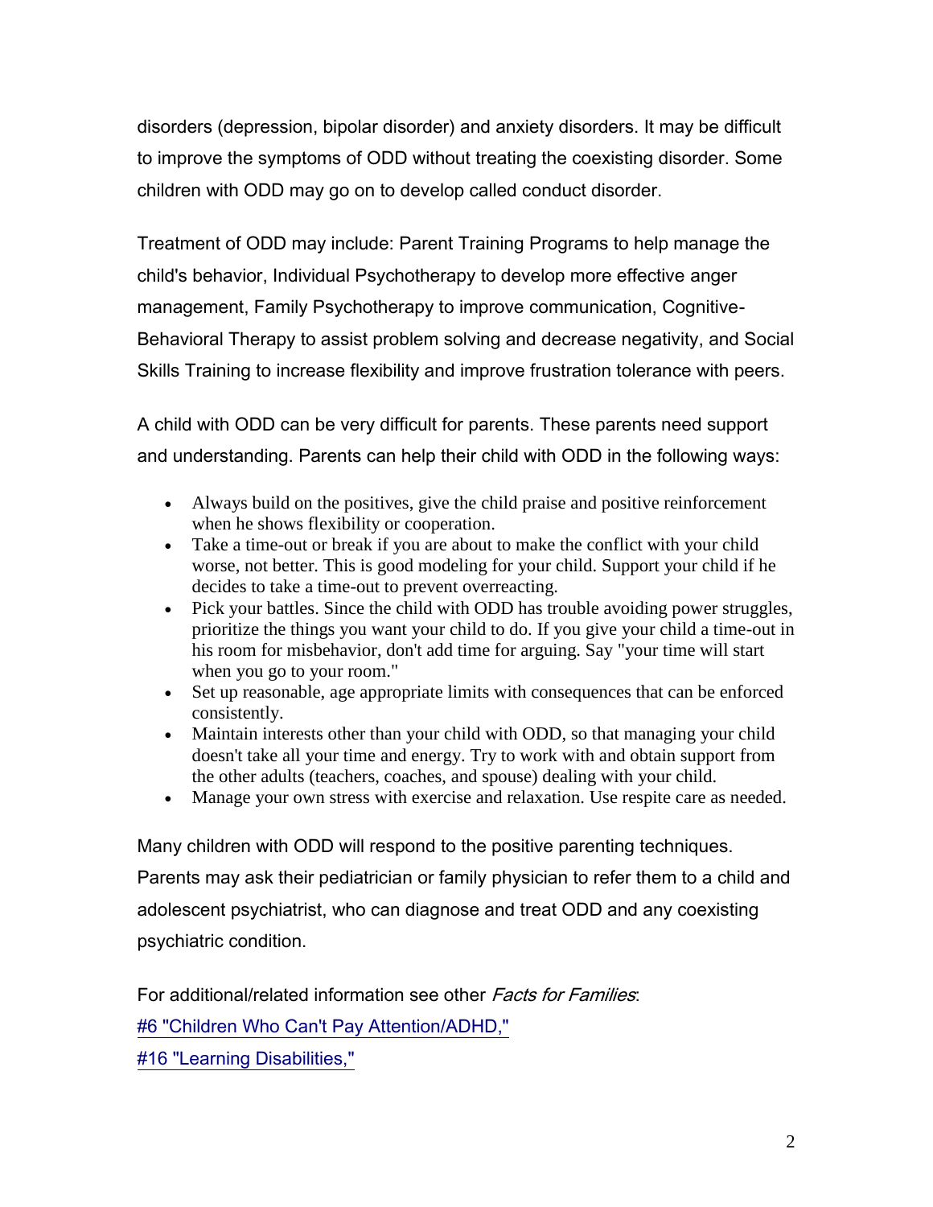disorders (depression, bipolar disorder) and anxiety disorders. It may be difficult to improve the symptoms of ODD without treating the coexisting disorder. Some children with ODD may go on to develop called conduct disorder.

Treatment of ODD may include: Parent Training Programs to help manage the child's behavior, Individual Psychotherapy to develop more effective anger management, Family Psychotherapy to improve communication, Cognitive-Behavioral Therapy to assist problem solving and decrease negativity, and Social Skills Training to increase flexibility and improve frustration tolerance with peers.

A child with ODD can be very difficult for parents. These parents need support and understanding. Parents can help their child with ODD in the following ways:

- Always build on the positives, give the child praise and positive reinforcement when he shows flexibility or cooperation.
- Take a time-out or break if you are about to make the conflict with your child worse, not better. This is good modeling for your child. Support your child if he decides to take a time-out to prevent overreacting.
- Pick your battles. Since the child with ODD has trouble avoiding power struggles, prioritize the things you want your child to do. If you give your child a time-out in his room for misbehavior, don't add time for arguing. Say "your time will start when you go to your room."
- Set up reasonable, age appropriate limits with consequences that can be enforced consistently.
- Maintain interests other than your child with ODD, so that managing your child doesn't take all your time and energy. Try to work with and obtain support from the other adults (teachers, coaches, and spouse) dealing with your child.
- Manage your own stress with exercise and relaxation. Use respite care as needed.

Many children with ODD will respond to the positive parenting techniques. Parents may ask their pediatrician or family physician to refer them to a child and adolescent psychiatrist, who can diagnose and treat ODD and any coexisting psychiatric condition.

For additional/related information see other *Facts for Families*:

#6 "Children Who Can't Pay Attention/ADHD,"

#16 "Learning Disabilities,"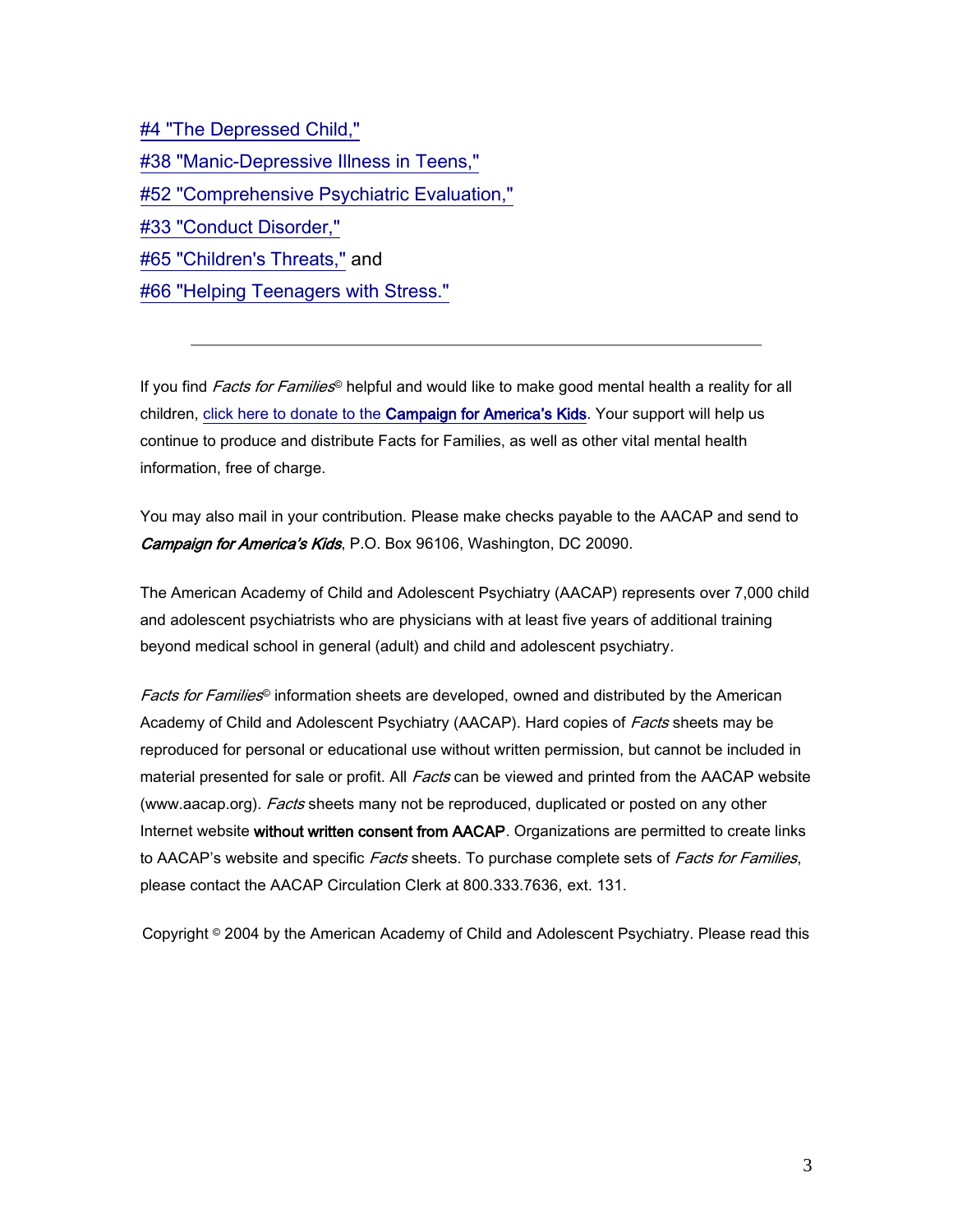#4 "The Depressed Child,"
#38 "Manic-Depressive Illness in Teens,"
#52 "Comprehensive Psychiatric Evaluation,"
#33 "Conduct Disorder,"
#65 "Children's Threats," and
#66 "Helping Teenagers with Stress."

---

If you find *Facts for Families*© helpful and would like to make good mental health a reality for all children, click here to donate to the **Campaign for America's Kids**. Your support will help us continue to produce and distribute Facts for Families, as well as other vital mental health information, free of charge.

You may also mail in your contribution. Please make checks payable to the AACAP and send to ***Campaign for America's Kids***, P.O. Box 96106, Washington, DC 20090.

The American Academy of Child and Adolescent Psychiatry (AACAP) represents over 7,000 child and adolescent psychiatrists who are physicians with at least five years of additional training beyond medical school in general (adult) and child and adolescent psychiatry.

*Facts for Families*© information sheets are developed, owned and distributed by the American Academy of Child and Adolescent Psychiatry (AACAP). Hard copies of *Facts* sheets may be reproduced for personal or educational use without written permission, but cannot be included in material presented for sale or profit. All *Facts* can be viewed and printed from the AACAP website (www.aacap.org). *Facts* sheets many not be reproduced, duplicated or posted on any other Internet website **without written consent from AACAP**. Organizations are permitted to create links to AACAP's website and specific *Facts* sheets. To purchase complete sets of *Facts for Families*, please contact the AACAP Circulation Clerk at 800.333.7636, ext. 131.

Copyright © 2004 by the American Academy of Child and Adolescent Psychiatry. Please read this